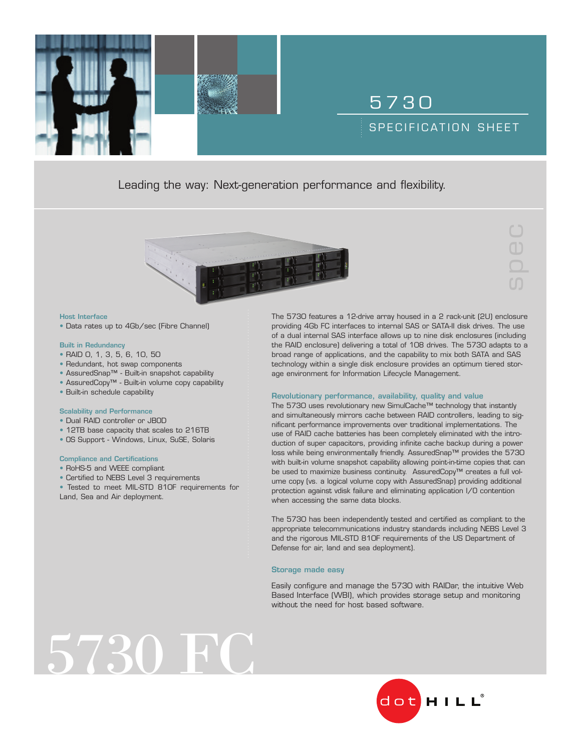# 5730

## SPECIFICATION SHEET

Leading the way: Next-generation performance and flexibility.

spec

### Host Interface

- Data rates up to 4Gb/sec (Fibre Channel)

### Built in Redundancy

- RAID 0, 1, 3, 5, 6, 10, 50
- Redundant, hot swap components
- AssuredSnap™ - Built-in snapshot capability
- AssuredCopy™ - Built-in volume copy capability
- Built-in schedule capability

### Scalability and Performance

- Dual RAID controller or JBOD
- 12TB base capacity that scales to 216TB
- OS Support - Windows, Linux, SuSE, Solaris

### Compliance and Certifications

- RoHS-5 and WEEE compliant
- Certified to NEBS Level 3 requirements
- Tested to meet MIL-STD 810F requirements for Land, Sea and Air deployment.

The 5730 features a 12-drive array housed in a 2 rack-unit (2U) enclosure providing 4Gb FC interfaces to internal SAS or SATA-II disk drives. The use of a dual internal SAS interface allows up to nine disk enclosures (including the RAID enclosure) delivering a total of 108 drives. The 5730 adapts to a broad range of applications, and the capability to mix both SATA and SAS technology within a single disk enclosure provides an optimum tiered storage environment for Information Lifecycle Management.

### Revolutionary performance, availability, quality and value

The 5730 uses revolutionary new SimulCache™ technology that instantly and simultaneously mirrors cache between RAID controllers, leading to significant performance improvements over traditional implementations. The use of RAID cache batteries has been completely eliminated with the introduction of super capacitors, providing infinite cache backup during a power loss while being environmentally friendly. AssuredSnap™ provides the 5730 with built-in volume snapshot capability allowing point-in-time copies that can be used to maximize business continuity. AssuredCopy™ creates a full volume copy (vs. a logical volume copy with AssuredSnap) providing additional protection against vdisk failure and eliminating application I/O contention when accessing the same data blocks.

The 5730 has been independently tested and certified as compliant to the appropriate telecommunications industry standards including NEBS Level 3 and the rigorous MIL-STD 810F requirements of the US Department of Defense for air, land and sea deployment).

### Storage made easy

Easily configure and manage the 5730 with RAIDar, the intuitive Web Based Interface (WBI), which provides storage setup and monitoring without the need for host based software.

# 5730 FC

dot HILL®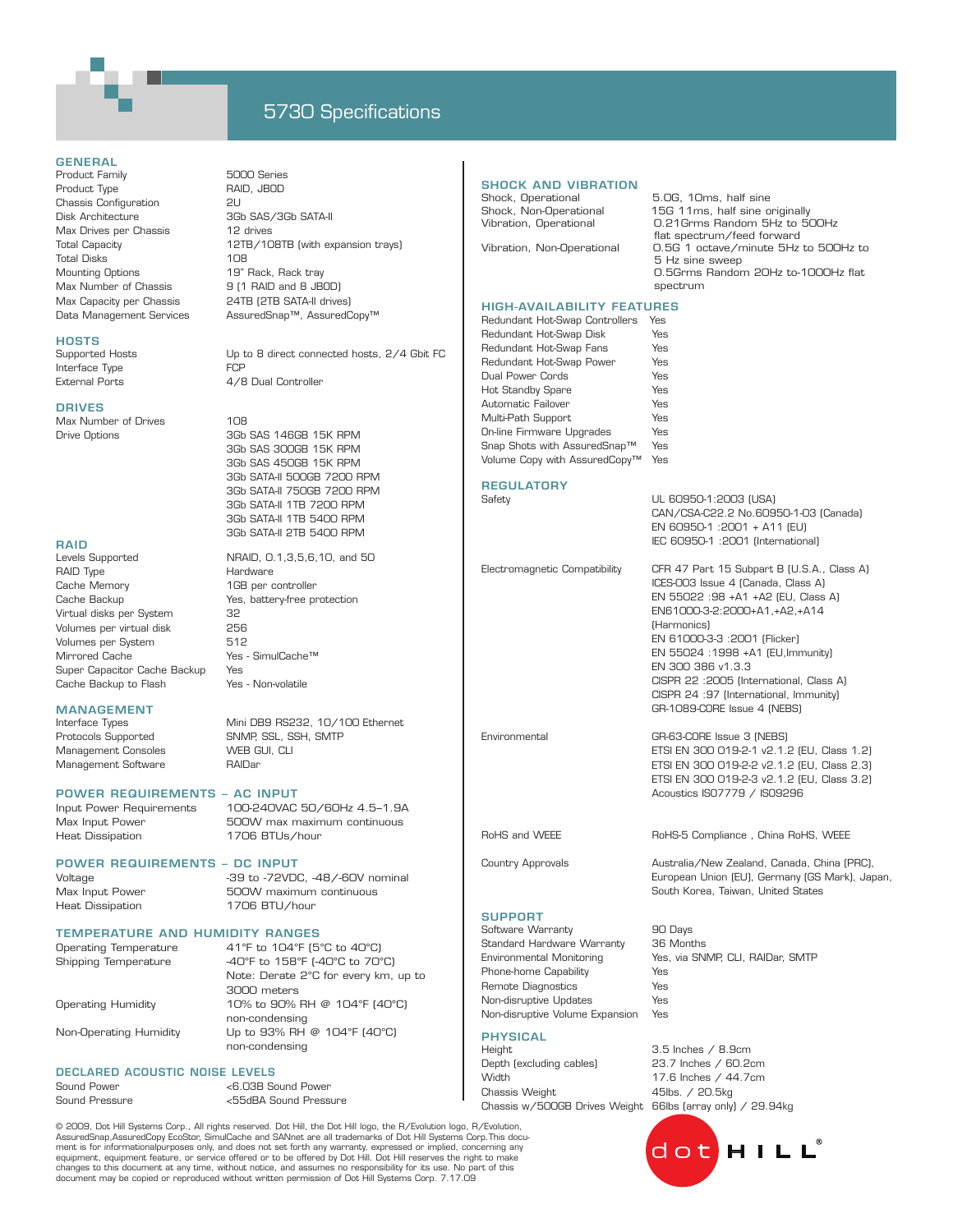// 5730 Specifications

## GENERAL

| | |
|---|---|
| Product Family | 5000 Series |
| Product Type | RAID, JBOD |
| Chassis Configuration | 2U |
| Disk Architecture | 3Gb SAS/3Gb SATA-II |
| Max Drives per Chassis | 12 drives |
| Total Capacity | 12TB/108TB (with expansion trays) |
| Total Disks | 108 |
| Mounting Options | 19" Rack, Rack tray |
| Max Number of Chassis | 9 (1 RAID and 8 JBOD) |
| Max Capacity per Chassis | 24TB (2TB SATA-II drives) |
| Data Management Services | AssuredSnap™, AssuredCopy™ |

## HOSTS

| | |
|---|---|
| Supported Hosts | Up to 8 direct connected hosts, 2/4 Gbit FC |
| Interface Type | FCP |
| External Ports | 4/8 Dual Controller |

## DRIVES

| | |
|---|---|
| Max Number of Drives | 108 |
| Drive Options | 3Gb SAS 146GB 15K RPM<br>3Gb SAS 300GB 15K RPM<br>3Gb SAS 450GB 15K RPM<br>3Gb SATA-II 500GB 7200 RPM<br>3Gb SATA-II 750GB 7200 RPM<br>3Gb SATA-II 1TB 7200 RPM<br>3Gb SATA-II 1TB 5400 RPM<br>3Gb SATA-II 2TB 5400 RPM |

## RAID

| | |
|---|---|
| Levels Supported | NRAID, 0,1,3,5,6,10, and 50 |
| RAID Type | Hardware |
| Cache Memory | 1GB per controller |
| Cache Backup | Yes, battery-free protection |
| Virtual disks per System | 32 |
| Volumes per virtual disk | 256 |
| Volumes per System | 512 |
| Mirrored Cache | Yes - SimulCache™ |
| Super Capacitor Cache Backup | Yes |
| Cache Backup to Flash | Yes - Non-volatile |

## MANAGEMENT

| | |
|---|---|
| Interface Types | Mini DB9 RS232, 10/100 Ethernet |
| Protocols Supported | SNMP, SSL, SSH, SMTP |
| Management Consoles | WEB GUI, CLI |
| Management Software | RAIDar |

## POWER REQUIREMENTS – AC INPUT

| | |
|---|---|
| Input Power Requirements | 100-240VAC 50/60Hz 4.5–1.9A |
| Max Input Power | 500W max maximum continuous |
| Heat Dissipation | 1706 BTUs/hour |

## POWER REQUIREMENTS – DC INPUT

| | |
|---|---|
| Voltage | -39 to -72VDC, -48/-60V nominal |
| Max Input Power | 500W maximum continuous |
| Heat Dissipation | 1706 BTU/hour |

## TEMPERATURE AND HUMIDITY RANGES

| | |
|---|---|
| Operating Temperature | 41°F to 104°F (5°C to 40°C) |
| Shipping Temperature | -40°F to 158°F (-40°C to 70°C)<br>Note: Derate 2°C for every km, up to 3000 meters |
| Operating Humidity | 10% to 90% RH @ 104°F (40°C) non-condensing |
| Non-Operating Humidity | Up to 93% RH @ 104°F (40°C) non-condensing |

## DECLARED ACOUSTIC NOISE LEVELS

| | |
|---|---|
| Sound Power | <6.03B Sound Power |
| Sound Pressure | <55dBA Sound Pressure |

## SHOCK AND VIBRATION

| | |
|---|---|
| Shock, Operational | 5.0G, 10ms, half sine |
| Shock, Non-Operational | 15G 11ms, half sine originally |
| Vibration, Operational | 0.21Grms Random 5Hz to 500Hz flat spectrum/feed forward |
| Vibration, Non-Operational | 0.5G 1 octave/minute 5Hz to 500Hz to 5 Hz sine sweep<br>0.5Grms Random 20Hz to-1000Hz flat spectrum |

## HIGH-AVAILABILITY FEATURES

| | |
|---|---|
| Redundant Hot-Swap Controllers | Yes |
| Redundant Hot-Swap Disk | Yes |
| Redundant Hot-Swap Fans | Yes |
| Redundant Hot-Swap Power | Yes |
| Dual Power Cords | Yes |
| Hot Standby Spare | Yes |
| Automatic Failover | Yes |
| Multi-Path Support | Yes |
| On-line Firmware Upgrades | Yes |
| Snap Shots with AssuredSnap™ | Yes |
| Volume Copy with AssuredCopy™ | Yes |

## REGULATORY

| | |
|---|---|
| Safety | UL 60950-1:2003 (USA)<br>CAN/CSA-C22.2 No.60950-1-03 (Canada)<br>EN 60950-1 :2001 + A11 (EU)<br>IEC 60950-1 :2001 (International) |
| Electromagnetic Compatibility | CFR 47 Part 15 Subpart B (U.S.A., Class A)<br>ICES-003 Issue 4 (Canada, Class A)<br>EN 55022 :98 +A1 +A2 (EU, Class A)<br>EN61000-3-2:2000+A1,+A2,+A14 (Harmonics)<br>EN 61000-3-3 :2001 (Flicker)<br>EN 55024 :1998 +A1 (EU,Immunity)<br>EN 300 386 v1.3.3<br>CISPR 22 :2005 (International, Class A)<br>CISPR 24 :97 (International, Immunity)<br>GR-1089-CORE Issue 4 (NEBS) |
| Environmental | GR-63-CORE Issue 3 (NEBS)<br>ETSI EN 300 019-2-1 v2.1.2 (EU, Class 1.2)<br>ETSI EN 300 019-2-2 v2.1.2 (EU, Class 2.3)<br>ETSI EN 300 019-2-3 v2.1.2 (EU, Class 3.2)<br>Acoustics ISO7779 / ISO9296 |
| RoHS and WEEE | RoHS-5 Compliance , China RoHS, WEEE |
| Country Approvals | Australia/New Zealand, Canada, China (PRC), European Union (EU), Germany (GS Mark), Japan, South Korea, Taiwan, United States |

## SUPPORT

| | |
|---|---|
| Software Warranty | 90 Days |
| Standard Hardware Warranty | 36 Months |
| Environmental Monitoring | Yes, via SNMP, CLI, RAIDar, SMTP |
| Phone-home Capability | Yes |
| Remote Diagnostics | Yes |
| Non-disruptive Updates | Yes |
| Non-disruptive Volume Expansion | Yes |

## PHYSICAL

| | |
|---|---|
| Height | 3.5 Inches / 8.9cm |
| Depth (excluding cables) | 23.7 Inches / 60.2cm |
| Width | 17.6 Inches / 44.7cm |
| Chassis Weight | 45lbs. / 20.5kg |
| Chassis w/500GB Drives Weight | 66lbs (array only) / 29.94kg |

© 2009, Dot Hill Systems Corp., All rights reserved. Dot Hill, the Dot Hill logo, the R/Evolution logo, R/Evolution, AssuredSnap,AssuredCopy EcoStor, SimulCache and SANnet are all trademarks of Dot Hill Systems Corp.This document is for informationalpurposes only, and does not set forth any warranty, expressed or implied, concerning any equipment, equipment feature, or service offered or to be offered by Dot Hill. Dot Hill reserves the right to make changes to this document at any time, without notice, and assumes no responsibility for its use. No part of this document may be copied or reproduced without written permission of Dot Hill Systems Corp. 7.17.09

dot HILL®